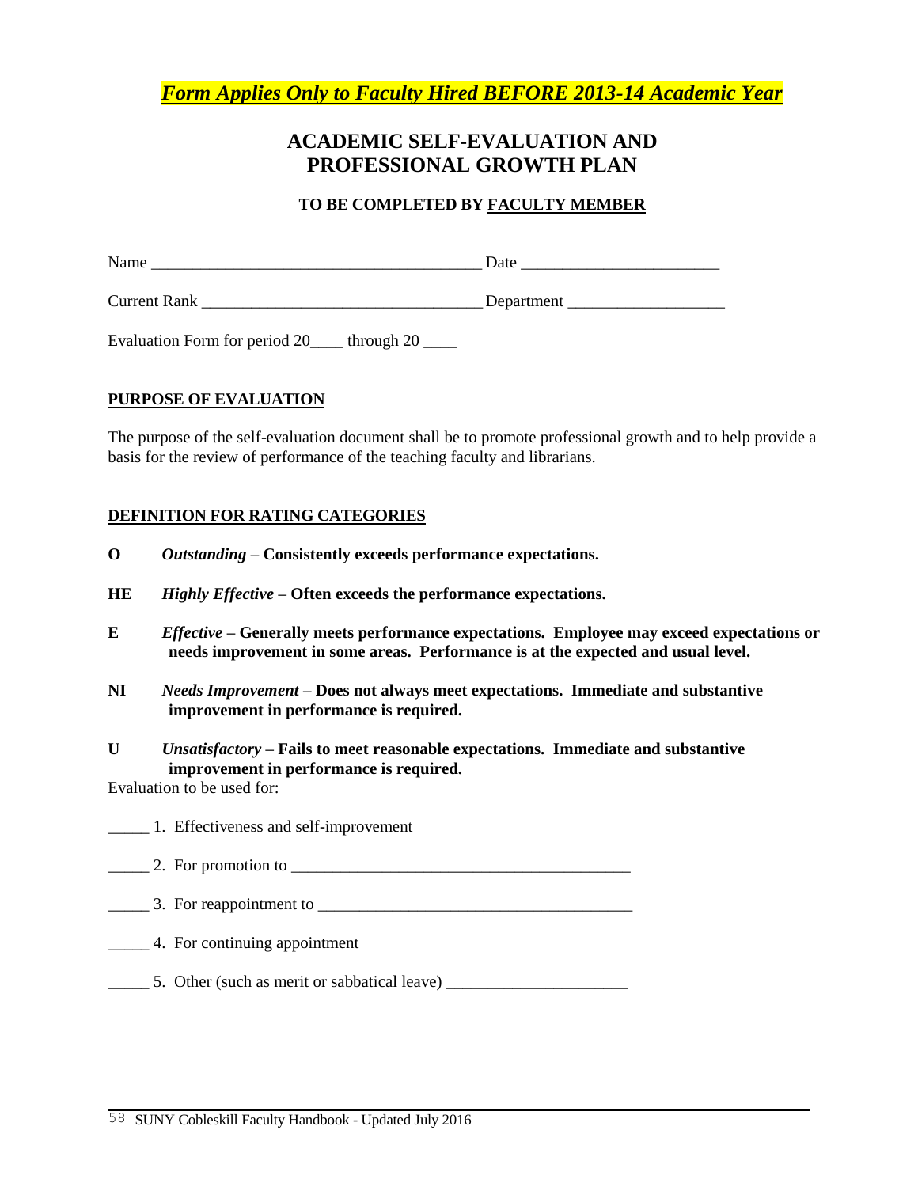***Form Applies Only to Faculty Hired BEFORE 2013-14 Academic Year***

# ACADEMIC SELF-EVALUATION AND PROFESSIONAL GROWTH PLAN

**TO BE COMPLETED BY FACULTY MEMBER**

Name ________________________________________ Date ________________________

Current Rank __________________________________ Department ___________________

Evaluation Form for period 20____ through 20 ____

## PURPOSE OF EVALUATION

The purpose of the self-evaluation document shall be to promote professional growth and to help provide a basis for the review of performance of the teaching faculty and librarians.

## DEFINITION FOR RATING CATEGORIES

**O** *Outstanding* – **Consistently exceeds performance expectations.**

**HE** *Highly Effective* **– Often exceeds the performance expectations.**

**E** *Effective* **– Generally meets performance expectations. Employee may exceed expectations or needs improvement in some areas. Performance is at the expected and usual level.**

**NI** *Needs Improvement* **– Does not always meet expectations. Immediate and substantive improvement in performance is required.**

**U** *Unsatisfactory* **– Fails to meet reasonable expectations. Immediate and substantive improvement in performance is required.**

Evaluation to be used for:

_____ 1. Effectiveness and self-improvement

_____ 2. For promotion to ________________________________________

_____ 3. For reappointment to ______________________________________

_____ 4. For continuing appointment

_____ 5. Other (such as merit or sabbatical leave) ______________________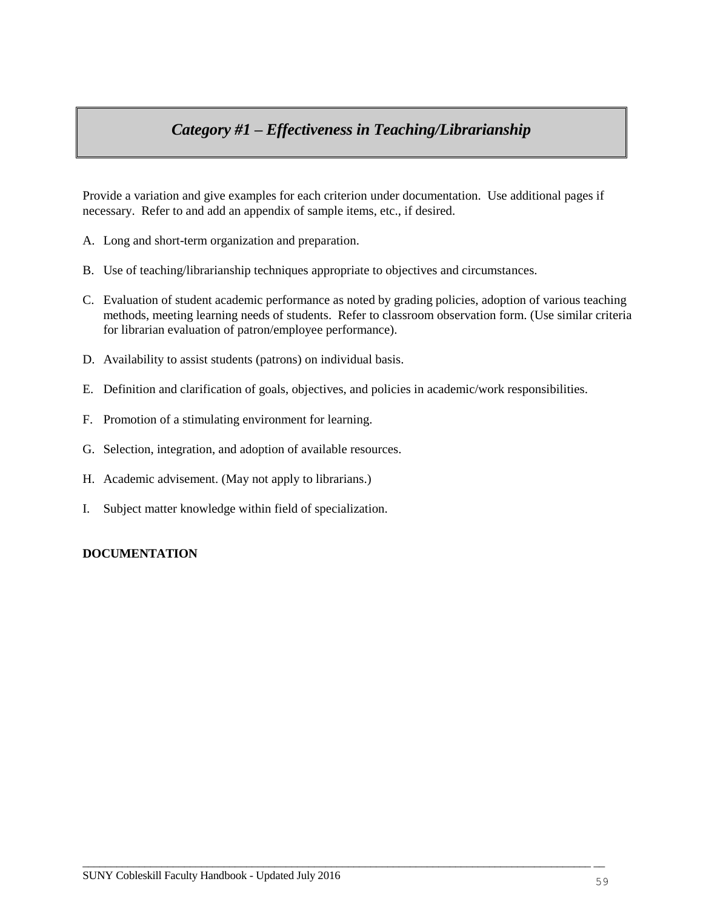## *Category #1 – Effectiveness in Teaching/Librarianship*

Provide a variation and give examples for each criterion under documentation. Use additional pages if necessary. Refer to and add an appendix of sample items, etc., if desired.

A. Long and short-term organization and preparation.

B. Use of teaching/librarianship techniques appropriate to objectives and circumstances.

C. Evaluation of student academic performance as noted by grading policies, adoption of various teaching methods, meeting learning needs of students. Refer to classroom observation form. (Use similar criteria for librarian evaluation of patron/employee performance).

D. Availability to assist students (patrons) on individual basis.

E. Definition and clarification of goals, objectives, and policies in academic/work responsibilities.

F. Promotion of a stimulating environment for learning.

G. Selection, integration, and adoption of available resources.

H. Academic advisement. (May not apply to librarians.)

I. Subject matter knowledge within field of specialization.

**DOCUMENTATION**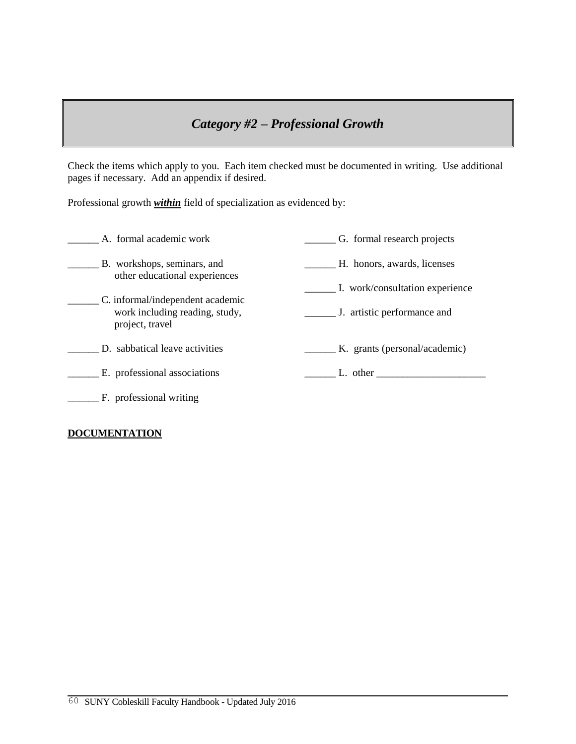## *Category #2 – Professional Growth*

Check the items which apply to you. Each item checked must be documented in writing. Use additional pages if necessary. Add an appendix if desired.

Professional growth ***within*** field of specialization as evidenced by:

______ A. formal academic work

______ B. workshops, seminars, and other educational experiences

______ C. informal/independent academic work including reading, study, project, travel

______ D. sabbatical leave activities

______ E. professional associations

______ F. professional writing

______ G. formal research projects

______ H. honors, awards, licenses

______ I. work/consultation experience

______ J. artistic performance and

______ K. grants (personal/academic)

______ L. other ______________________

**DOCUMENTATION**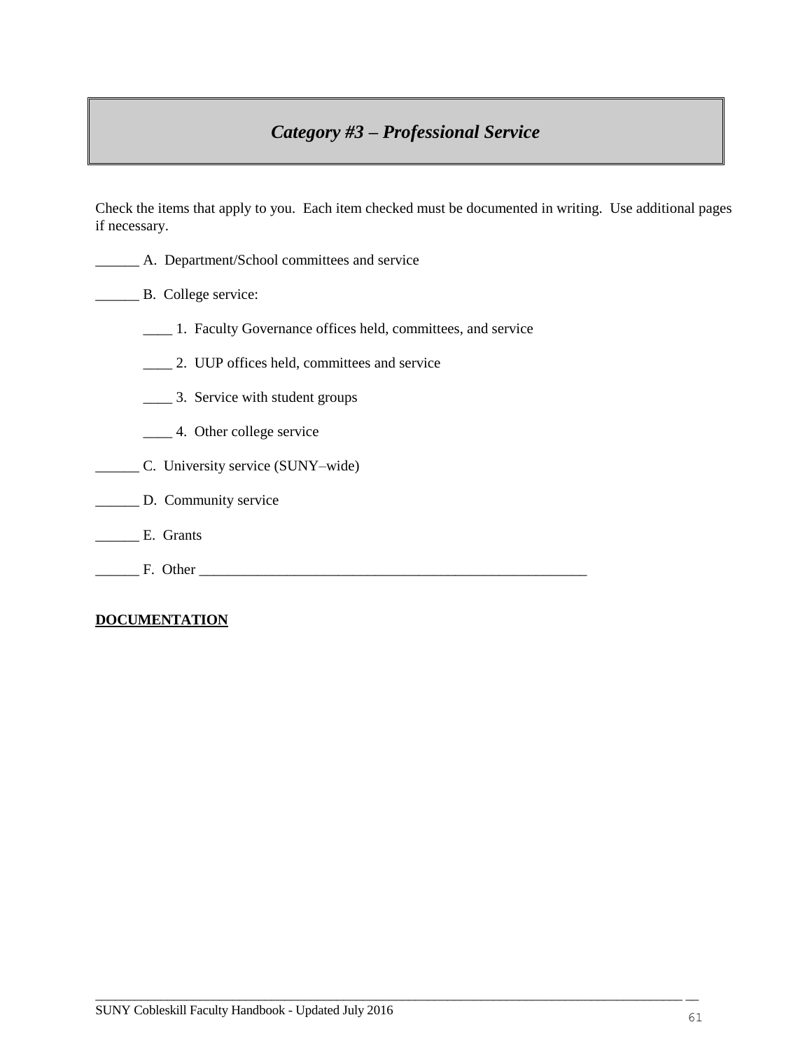## *Category #3 – Professional Service*

Check the items that apply to you. Each item checked must be documented in writing. Use additional pages if necessary.

______ A. Department/School committees and service

______ B. College service:

____ 1. Faculty Governance offices held, committees, and service

____ 2. UUP offices held, committees and service

____ 3. Service with student groups

____ 4. Other college service

______ C. University service (SUNY–wide)

______ D. Community service

______ E. Grants

______ F. Other ________________________________________________________

**DOCUMENTATION**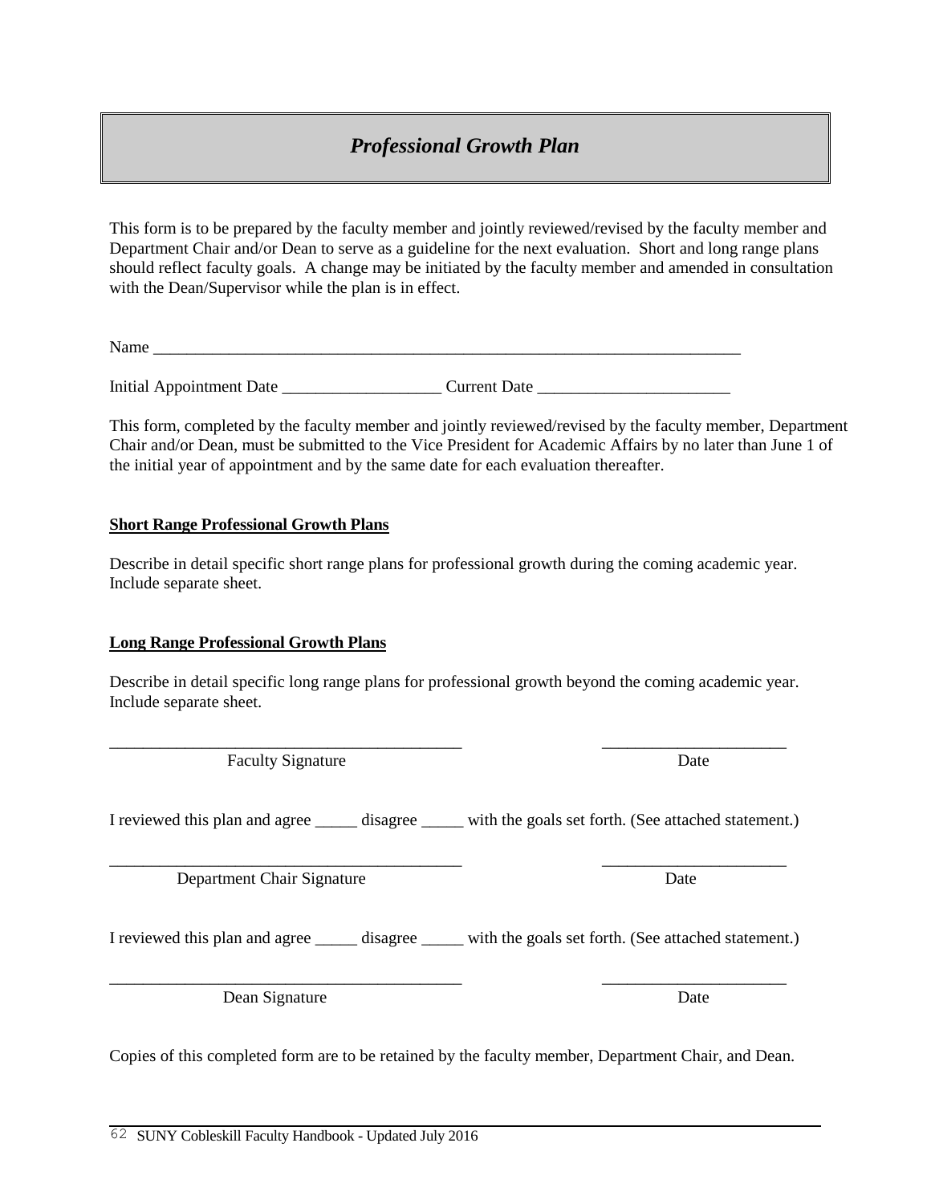# *Professional Growth Plan*

This form is to be prepared by the faculty member and jointly reviewed/revised by the faculty member and Department Chair and/or Dean to serve as a guideline for the next evaluation. Short and long range plans should reflect faculty goals. A change may be initiated by the faculty member and amended in consultation with the Dean/Supervisor while the plan is in effect.

Name ___________________________________________________________________________

Initial Appointment Date ____________________ Current Date ________________________

This form, completed by the faculty member and jointly reviewed/revised by the faculty member, Department Chair and/or Dean, must be submitted to the Vice President for Academic Affairs by no later than June 1 of the initial year of appointment and by the same date for each evaluation thereafter.

**Short Range Professional Growth Plans**

Describe in detail specific short range plans for professional growth during the coming academic year. Include separate sheet.

**Long Range Professional Growth Plans**

Describe in detail specific long range plans for professional growth beyond the coming academic year. Include separate sheet.

_____________________________________________ _______________________

Faculty Signature Date

I reviewed this plan and agree _____ disagree _____ with the goals set forth. (See attached statement.)

_____________________________________________ _______________________

Department Chair Signature Date

I reviewed this plan and agree _____ disagree _____ with the goals set forth. (See attached statement.)

_____________________________________________ _______________________

Dean Signature Date

Copies of this completed form are to be retained by the faculty member, Department Chair, and Dean.